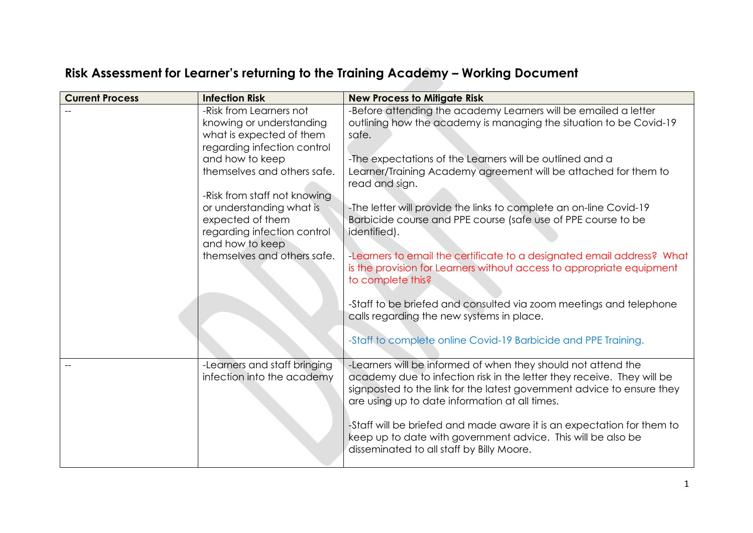# Risk Assessment for Learner's returning to the Training Academy – Working Document

| Current Process | Infection Risk | New Process to Mitigate Risk |
|---|---|---|
| -- | -Risk from Learners not knowing or understanding what is expected of them regarding infection control and how to keep themselves and others safe.<br><br>-Risk from staff not knowing or understanding what is expected of them regarding infection control and how to keep themselves and others safe. | -Before attending the academy Learners will be emailed a letter outlining how the academy is managing the situation to be Covid-19 safe.<br><br>-The expectations of the Learners will be outlined and a Learner/Training Academy agreement will be attached for them to read and sign.<br><br>-The letter will provide the links to complete an on-line Covid-19 Barbicide course and PPE course (safe use of PPE course to be identified).<br><br>-Learners to email the certificate to a designated email address? What is the provision for Learners without access to appropriate equipment to complete this?<br><br>-Staff to be briefed and consulted via zoom meetings and telephone calls regarding the new systems in place.<br><br>-Staff to complete online Covid-19 Barbicide and PPE Training. |
| -- | -Learners and staff bringing infection into the academy | -Learners will be informed of when they should not attend the academy due to infection risk in the letter they receive. They will be signposted to the link for the latest government advice to ensure they are using up to date information at all times.<br><br>-Staff will be briefed and made aware it is an expectation for them to keep up to date with government advice. This will be also be disseminated to all staff by Billy Moore. |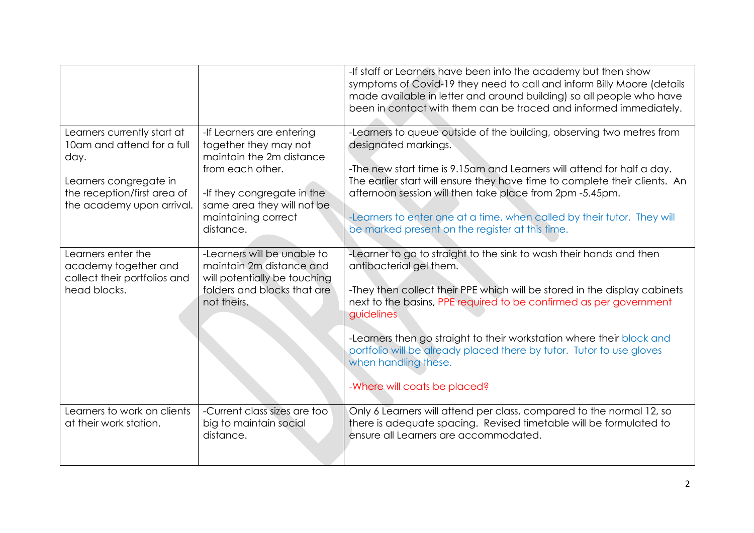| | | |
|---|---|---|
| | | -If staff or Learners have been into the academy but then show symptoms of Covid-19 they need to call and inform Billy Moore (details made available in letter and around building) so all people who have been in contact with them can be traced and informed immediately. |
| Learners currently start at 10am and attend for a full day.<br><br>Learners congregate in the reception/first area of the academy upon arrival. | -If Learners are entering together they may not maintain the 2m distance from each other.<br><br>-If they congregate in the same area they will not be maintaining correct distance. | -Learners to queue outside of the building, observing two metres from designated markings.<br><br>-The new start time is 9.15am and Learners will attend for half a day. The earlier start will ensure they have time to complete their clients. An afternoon session will then take place from 2pm -5.45pm.<br><br>-Learners to enter one at a time, when called by their tutor. They will be marked present on the register at this time. |
| Learners enter the academy together and collect their portfolios and head blocks. | -Learners will be unable to maintain 2m distance and will potentially be touching folders and blocks that are not theirs. | -Learner to go to straight to the sink to wash their hands and then antibacterial gel them.<br><br>-They then collect their PPE which will be stored in the display cabinets next to the basins, PPE required to be confirmed as per government guidelines<br><br>-Learners then go straight to their workstation where their block and portfolio will be already placed there by tutor. Tutor to use gloves when handling these.<br><br>-Where will coats be placed? |
| Learners to work on clients at their work station. | -Current class sizes are too big to maintain social distance. | Only 6 Learners will attend per class, compared to the normal 12, so there is adequate spacing. Revised timetable will be formulated to ensure all Learners are accommodated. |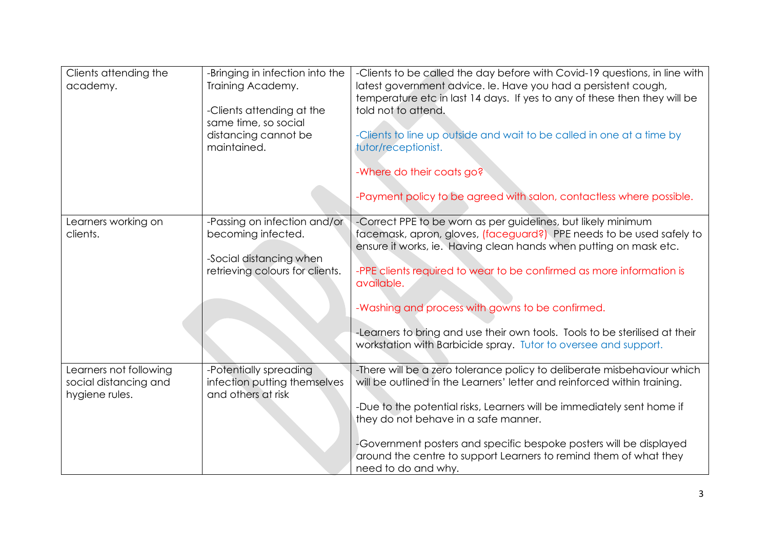| Clients attending the academy. | -Bringing in infection into the Training Academy.<br><br>-Clients attending at the same time, so social distancing cannot be maintained. | -Clients to be called the day before with Covid-19 questions, in line with latest government advice. Ie. Have you had a persistent cough, temperature etc in last 14 days. If yes to any of these then they will be told not to attend.<br><br>-Clients to line up outside and wait to be called in one at a time by tutor/receptionist.<br><br>-Where do their coats go?<br><br>-Payment policy to be agreed with salon, contactless where possible. |
|---|---|---|
| Learners working on clients. | -Passing on infection and/or becoming infected.<br><br>-Social distancing when retrieving colours for clients. | -Correct PPE to be worn as per guidelines, but likely minimum facemask, apron, gloves, (faceguard?) PPE needs to be used safely to ensure it works, ie. Having clean hands when putting on mask etc.<br><br>-PPE clients required to wear to be confirmed as more information is available.<br><br>-Washing and process with gowns to be confirmed.<br><br>-Learners to bring and use their own tools. Tools to be sterilised at their workstation with Barbicide spray. Tutor to oversee and support. |
| Learners not following social distancing and hygiene rules. | -Potentially spreading infection putting themselves and others at risk | -There will be a zero tolerance policy to deliberate misbehaviour which will be outlined in the Learners' letter and reinforced within training.<br><br>-Due to the potential risks, Learners will be immediately sent home if they do not behave in a safe manner.<br><br>-Government posters and specific bespoke posters will be displayed around the centre to support Learners to remind them of what they need to do and why. |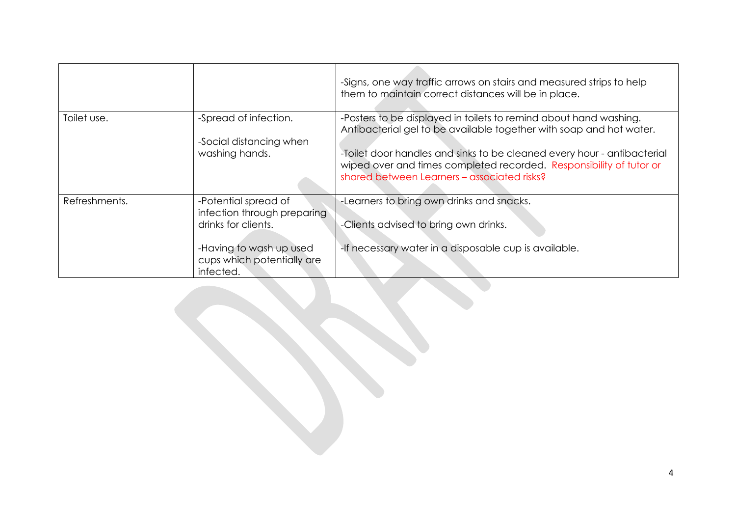| | | |
|---|---|---|
| | | -Signs, one way traffic arrows on stairs and measured strips to help them to maintain correct distances will be in place. |
| Toilet use. | -Spread of infection.<br><br>-Social distancing when washing hands. | -Posters to be displayed in toilets to remind about hand washing. Antibacterial gel to be available together with soap and hot water.<br><br>-Toilet door handles and sinks to be cleaned every hour - antibacterial wiped over and times completed recorded. Responsibility of tutor or shared between Learners – associated risks? |
| Refreshments. | -Potential spread of infection through preparing drinks for clients.<br><br>-Having to wash up used cups which potentially are infected. | -Learners to bring own drinks and snacks.<br><br>-Clients advised to bring own drinks.<br><br>-If necessary water in a disposable cup is available. |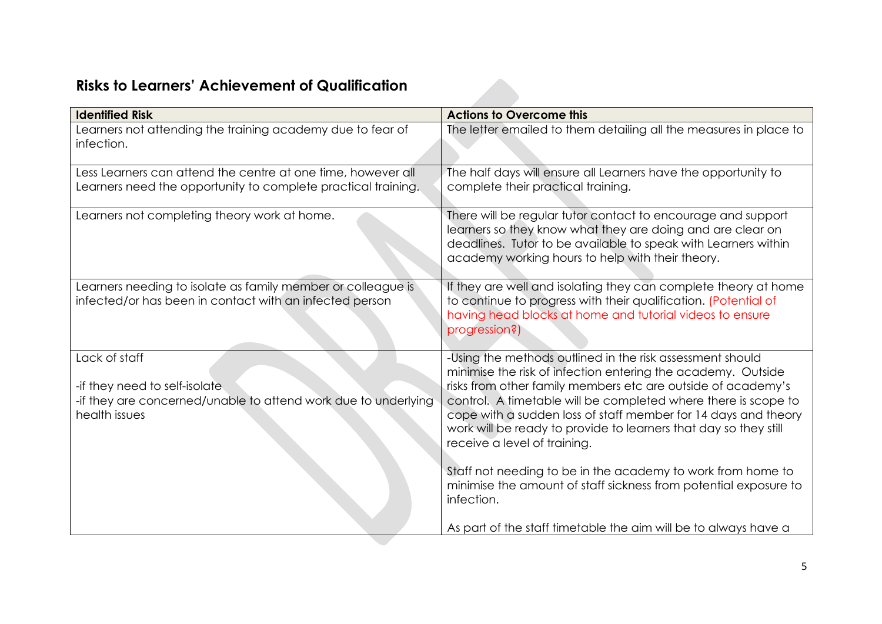## Risks to Learners' Achievement of Qualification

| Identified Risk | Actions to Overcome this |
| --- | --- |
| Learners not attending the training academy due to fear of infection. | The letter emailed to them detailing all the measures in place to |
| Less Learners can attend the centre at one time, however all Learners need the opportunity to complete practical training. | The half days will ensure all Learners have the opportunity to complete their practical training. |
| Learners not completing theory work at home. | There will be regular tutor contact to encourage and support learners so they know what they are doing and are clear on deadlines. Tutor to be available to speak with Learners within academy working hours to help with their theory. |
| Learners needing to isolate as family member or colleague is infected/or has been in contact with an infected person | If they are well and isolating they can complete theory at home to continue to progress with their qualification. (Potential of having head blocks at home and tutorial videos to ensure progression?) |
| Lack of staff<br><br>-if they need to self-isolate<br>-if they are concerned/unable to attend work due to underlying health issues | -Using the methods outlined in the risk assessment should minimise the risk of infection entering the academy. Outside risks from other family members etc are outside of academy's control. A timetable will be completed where there is scope to cope with a sudden loss of staff member for 14 days and theory work will be ready to provide to learners that day so they still receive a level of training.<br><br>Staff not needing to be in the academy to work from home to minimise the amount of staff sickness from potential exposure to infection.<br><br>As part of the staff timetable the aim will be to always have a |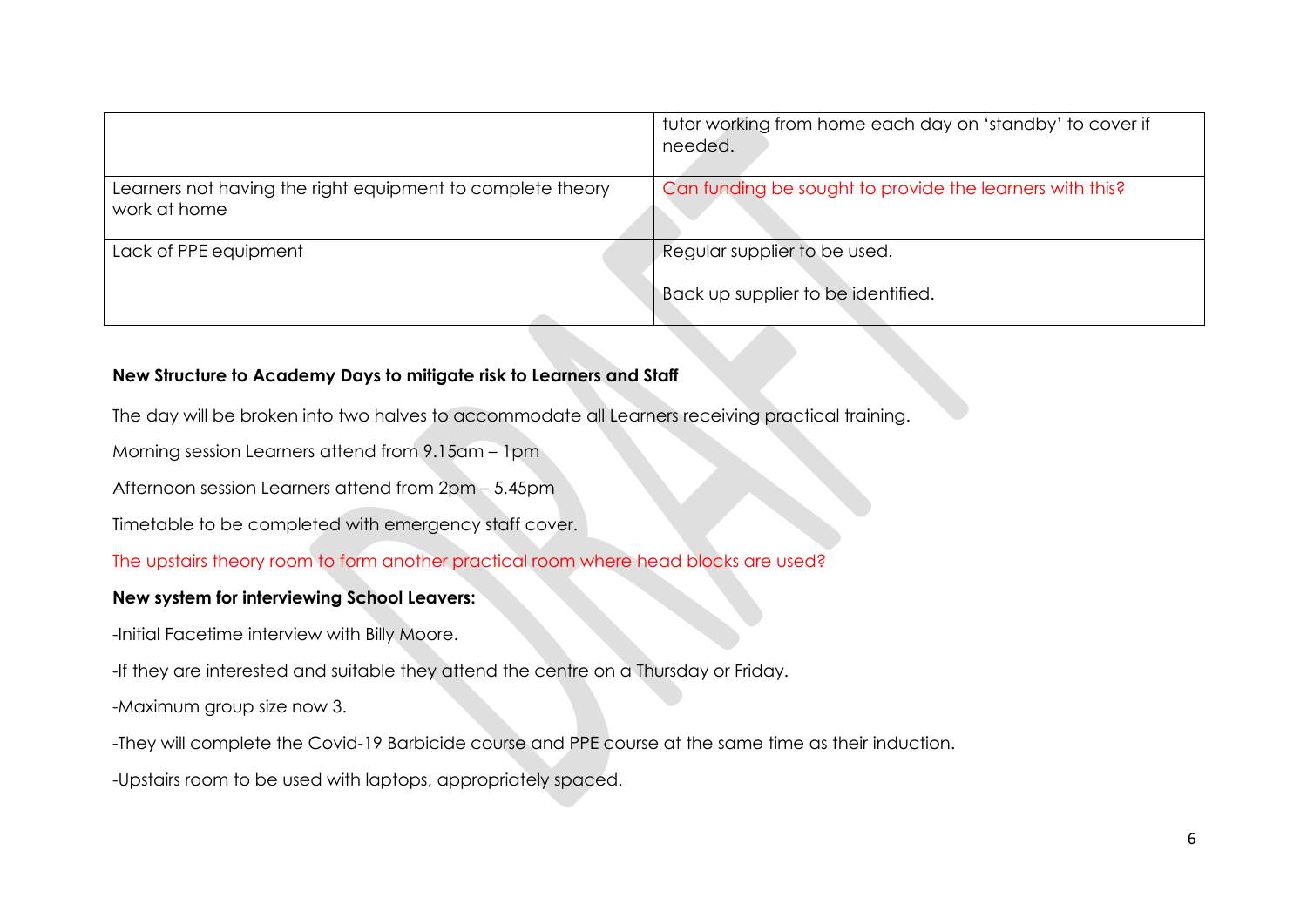| | |
|---|---|
| | tutor working from home each day on 'standby' to cover if needed. |
| Learners not having the right equipment to complete theory work at home | Can funding be sought to provide the learners with this? |
| Lack of PPE equipment | Regular supplier to be used.<br><br>Back up supplier to be identified. |

**New Structure to Academy Days to mitigate risk to Learners and Staff**

The day will be broken into two halves to accommodate all Learners receiving practical training.

Morning session Learners attend from 9.15am – 1pm

Afternoon session Learners attend from 2pm – 5.45pm

Timetable to be completed with emergency staff cover.

The upstairs theory room to form another practical room where head blocks are used?

**New system for interviewing School Leavers:**

-Initial Facetime interview with Billy Moore.

-If they are interested and suitable they attend the centre on a Thursday or Friday.

-Maximum group size now 3.

-They will complete the Covid-19 Barbicide course and PPE course at the same time as their induction.

-Upstairs room to be used with laptops, appropriately spaced.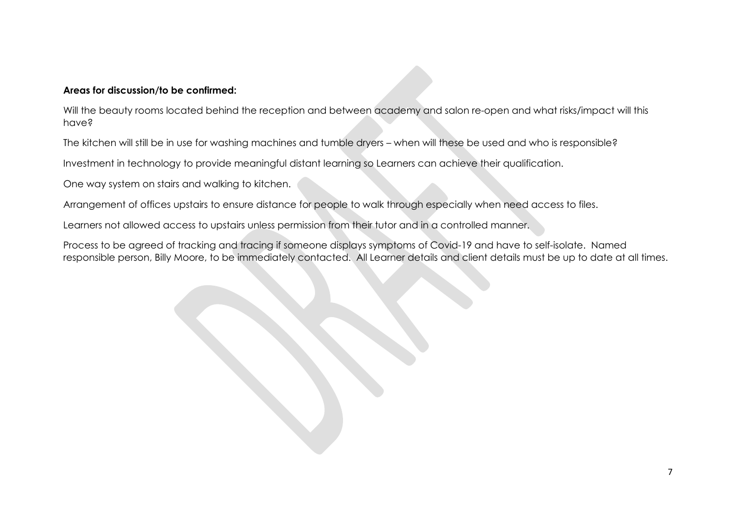**Areas for discussion/to be confirmed:**

Will the beauty rooms located behind the reception and between academy and salon re-open and what risks/impact will this have?

The kitchen will still be in use for washing machines and tumble dryers – when will these be used and who is responsible?

Investment in technology to provide meaningful distant learning so Learners can achieve their qualification.

One way system on stairs and walking to kitchen.

Arrangement of offices upstairs to ensure distance for people to walk through especially when need access to files.

Learners not allowed access to upstairs unless permission from their tutor and in a controlled manner.

Process to be agreed of tracking and tracing if someone displays symptoms of Covid-19 and have to self-isolate. Named responsible person, Billy Moore, to be immediately contacted. All Learner details and client details must be up to date at all times.